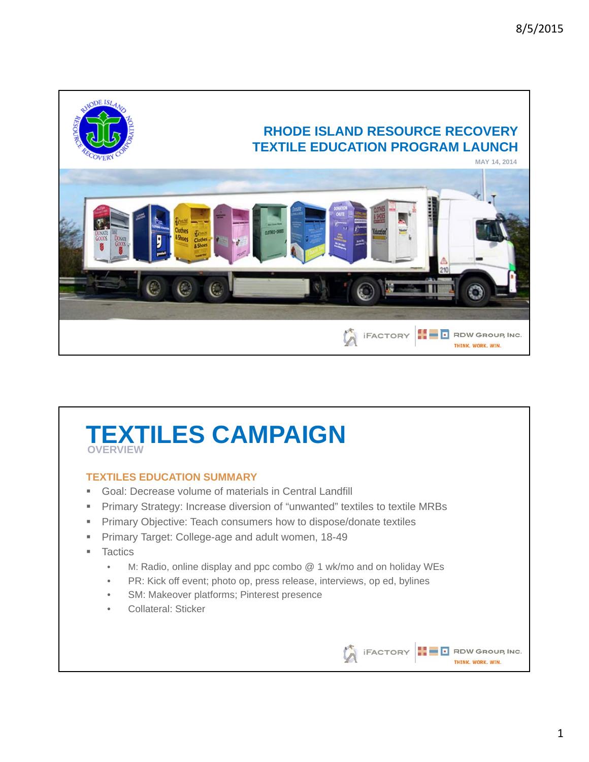# RHODE ISLAND RESOURCE RECOVERY TEXTILE EDUCATION PROGRAM LAUNCH

MAY 14, 2014

iFACTORY | RDW GROUP, INC. THINK. WORK. WIN.

# TEXTILES CAMPAIGN

OVERVIEW

### TEXTILES EDUCATION SUMMARY

- Goal: Decrease volume of materials in Central Landfill
- Primary Strategy: Increase diversion of "unwanted" textiles to textile MRBs
- Primary Objective: Teach consumers how to dispose/donate textiles
- Primary Target: College-age and adult women, 18-49
- Tactics
  - M: Radio, online display and ppc combo @ 1 wk/mo and on holiday WEs
  - PR: Kick off event; photo op, press release, interviews, op ed, bylines
  - SM: Makeover platforms; Pinterest presence
  - Collateral: Sticker

iFACTORY | RDW GROUP, INC. THINK. WORK. WIN.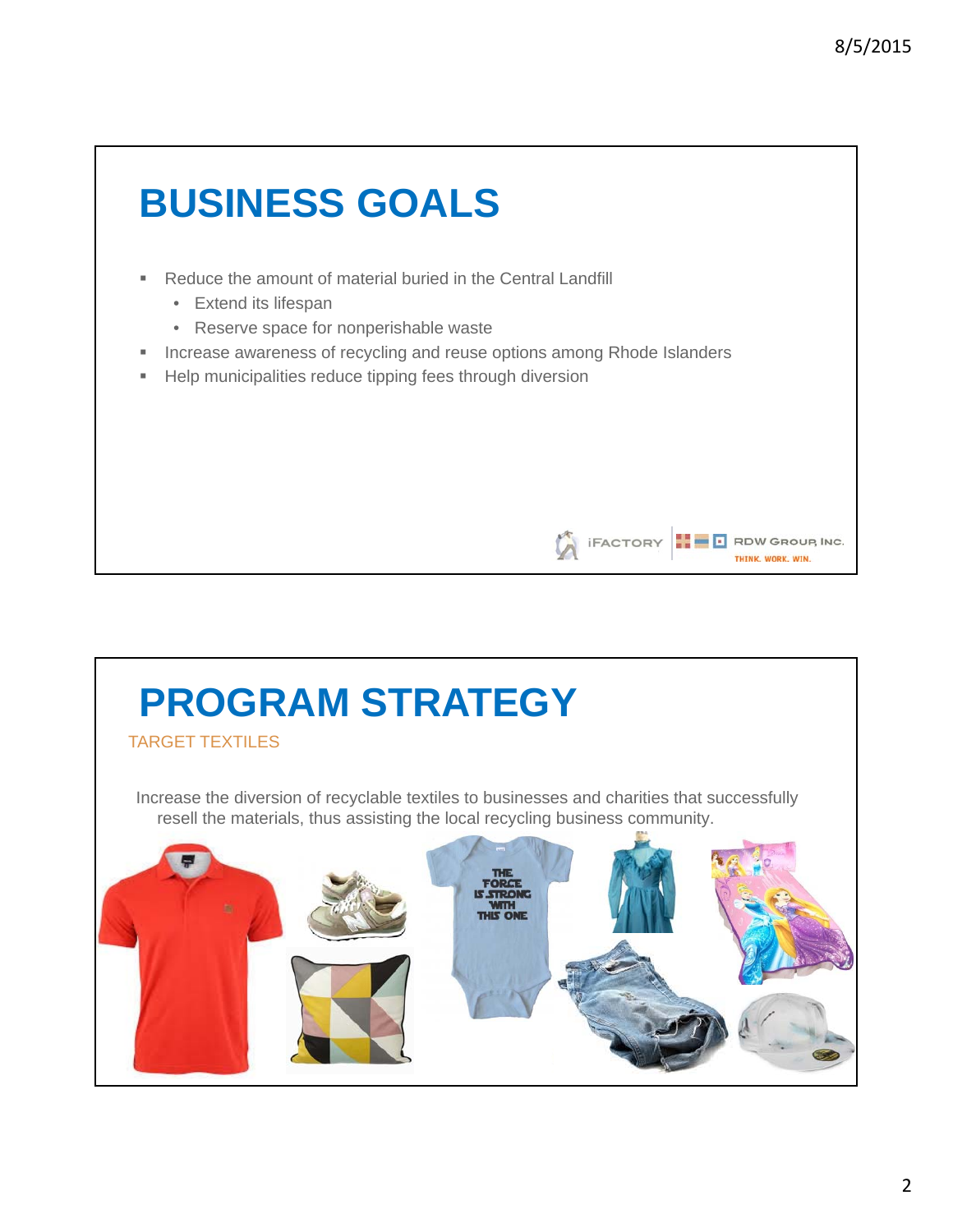# BUSINESS GOALS

- Reduce the amount of material buried in the Central Landfill
  - Extend its lifespan
  - Reserve space for nonperishable waste
- Increase awareness of recycling and reuse options among Rhode Islanders
- Help municipalities reduce tipping fees through diversion

# PROGRAM STRATEGY

TARGET TEXTILES

Increase the diversion of recyclable textiles to businesses and charities that successfully resell the materials, thus assisting the local recycling business community.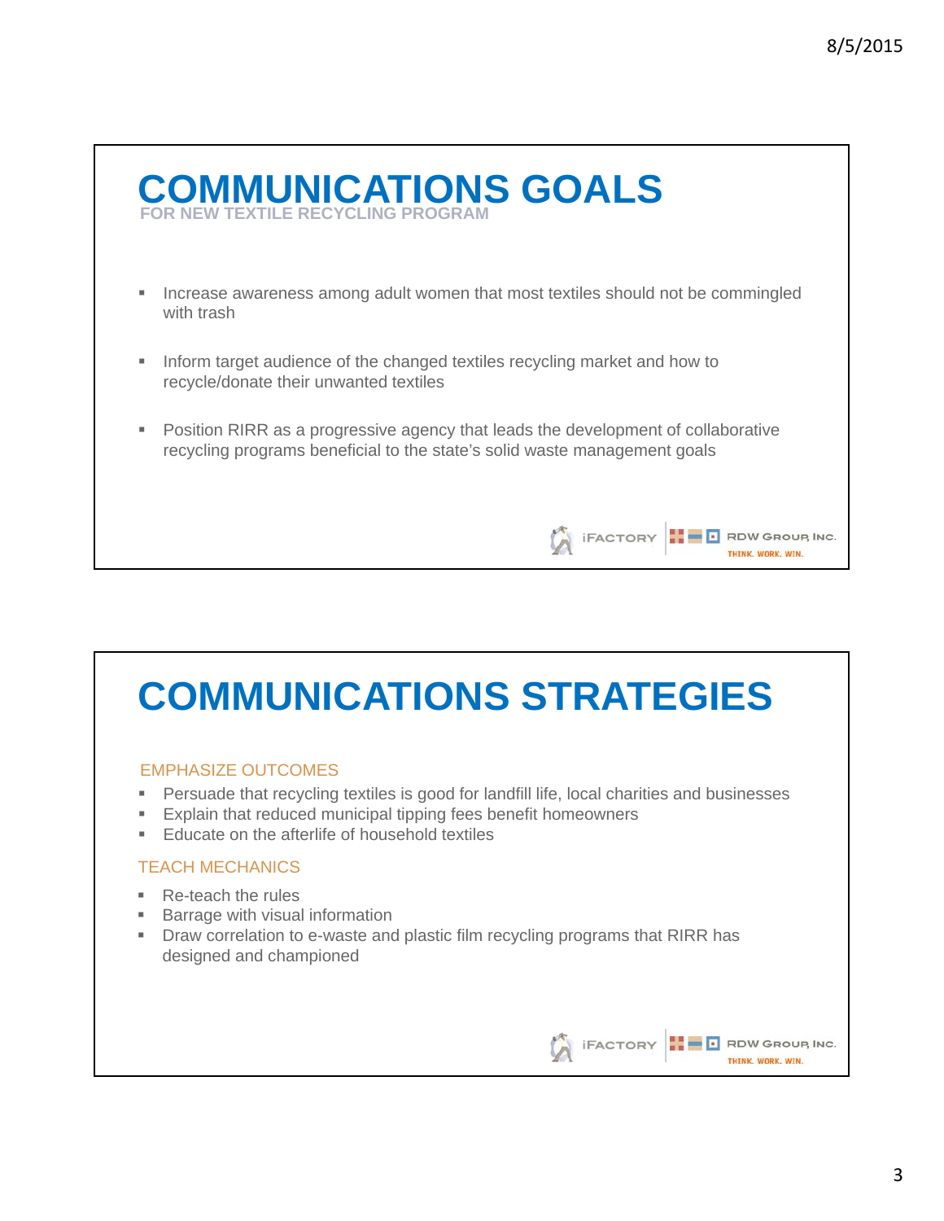# COMMUNICATIONS GOALS

FOR NEW TEXTILE RECYCLING PROGRAM

- Increase awareness among adult women that most textiles should not be commingled with trash
- Inform target audience of the changed textiles recycling market and how to recycle/donate their unwanted textiles
- Position RIRR as a progressive agency that leads the development of collaborative recycling programs beneficial to the state's solid waste management goals

iFACTORY | RDW GROUP, INC. THINK. WORK. WIN.

# COMMUNICATIONS STRATEGIES

## EMPHASIZE OUTCOMES

- Persuade that recycling textiles is good for landfill life, local charities and businesses
- Explain that reduced municipal tipping fees benefit homeowners
- Educate on the afterlife of household textiles

## TEACH MECHANICS

- Re-teach the rules
- Barrage with visual information
- Draw correlation to e-waste and plastic film recycling programs that RIRR has designed and championed

iFACTORY | RDW GROUP, INC. THINK. WORK. WIN.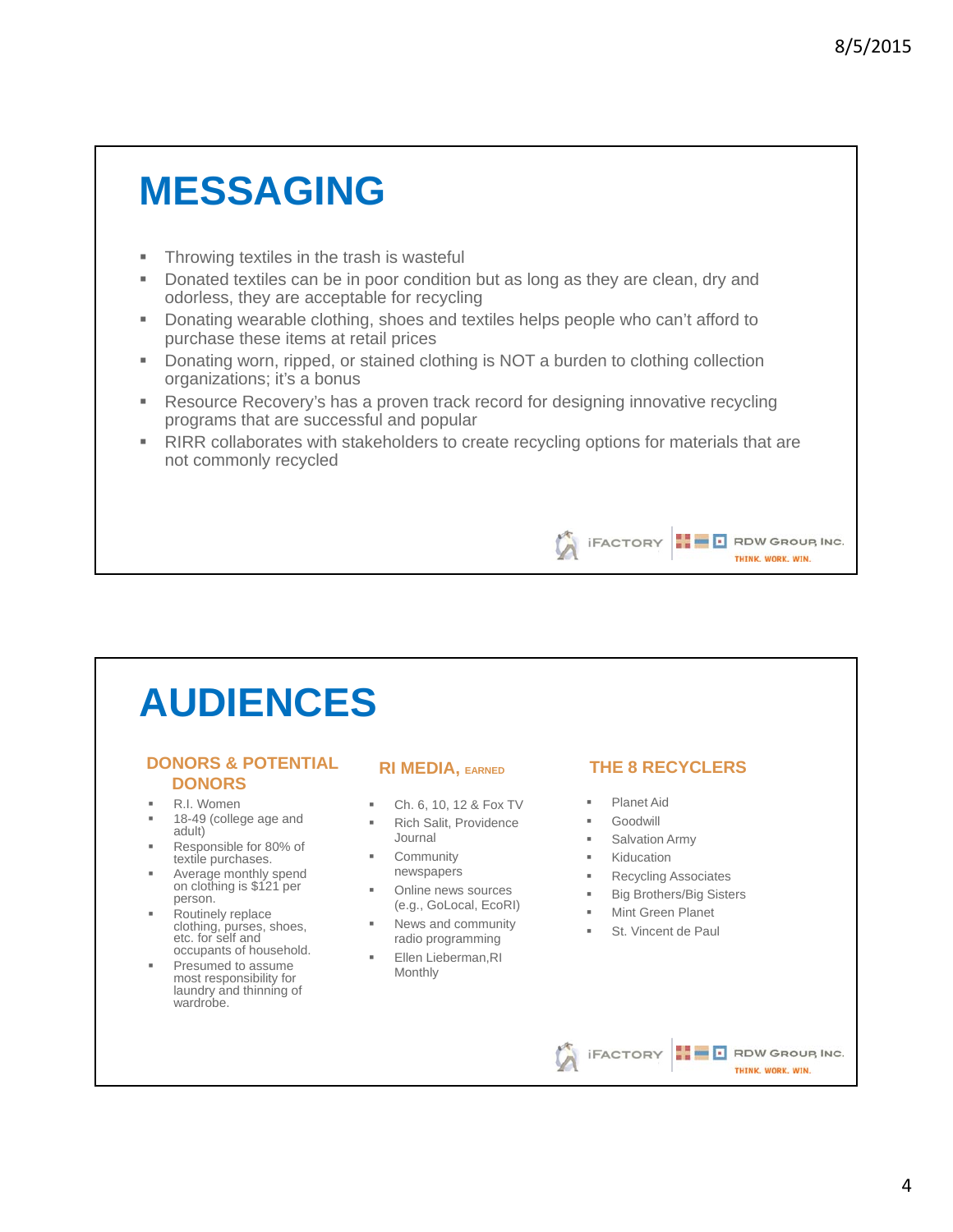# MESSAGING

- Throwing textiles in the trash is wasteful
- Donated textiles can be in poor condition but as long as they are clean, dry and odorless, they are acceptable for recycling
- Donating wearable clothing, shoes and textiles helps people who can't afford to purchase these items at retail prices
- Donating worn, ripped, or stained clothing is NOT a burden to clothing collection organizations; it's a bonus
- Resource Recovery's has a proven track record for designing innovative recycling programs that are successful and popular
- RIRR collaborates with stakeholders to create recycling options for materials that are not commonly recycled

iFACTORY | RDW GROUP, INC. THINK. WORK. WIN.

# AUDIENCES

### DONORS & POTENTIAL DONORS

- R.I. Women
- 18-49 (college age and adult)
- Responsible for 80% of textile purchases.
- Average monthly spend on clothing is $121 per person.
- Routinely replace clothing, purses, shoes, etc. for self and occupants of household.
- Presumed to assume most responsibility for laundry and thinning of wardrobe.

### RI MEDIA, EARNED

- Ch. 6, 10, 12 & Fox TV
- Rich Salit, Providence Journal
- Community newspapers
- Online news sources (e.g., GoLocal, EcoRI)
- News and community radio programming
- Ellen Lieberman,RI Monthly

### THE 8 RECYCLERS

- Planet Aid
- Goodwill
- Salvation Army
- Kiducation
- Recycling Associates
- Big Brothers/Big Sisters
- Mint Green Planet
- St. Vincent de Paul

iFACTORY | RDW GROUP, INC. THINK. WORK. WIN.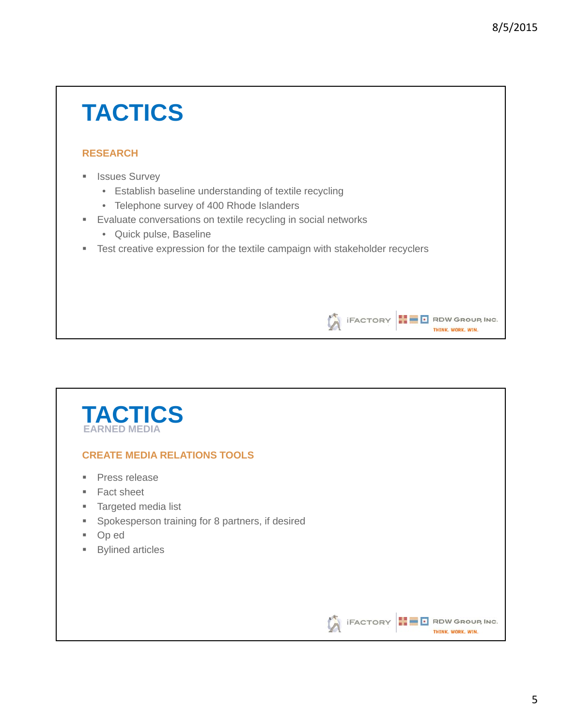# TACTICS

### RESEARCH

- Issues Survey
  - Establish baseline understanding of textile recycling
  - Telephone survey of 400 Rhode Islanders
- Evaluate conversations on textile recycling in social networks
  - Quick pulse, Baseline
- Test creative expression for the textile campaign with stakeholder recyclers

iFACTORY | RDW GROUP, INC. THINK. WORK. WIN.

# TACTICS

## EARNED MEDIA

### CREATE MEDIA RELATIONS TOOLS

- Press release
- Fact sheet
- Targeted media list
- Spokesperson training for 8 partners, if desired
- Op ed
- Bylined articles

iFACTORY | RDW GROUP, INC. THINK. WORK. WIN.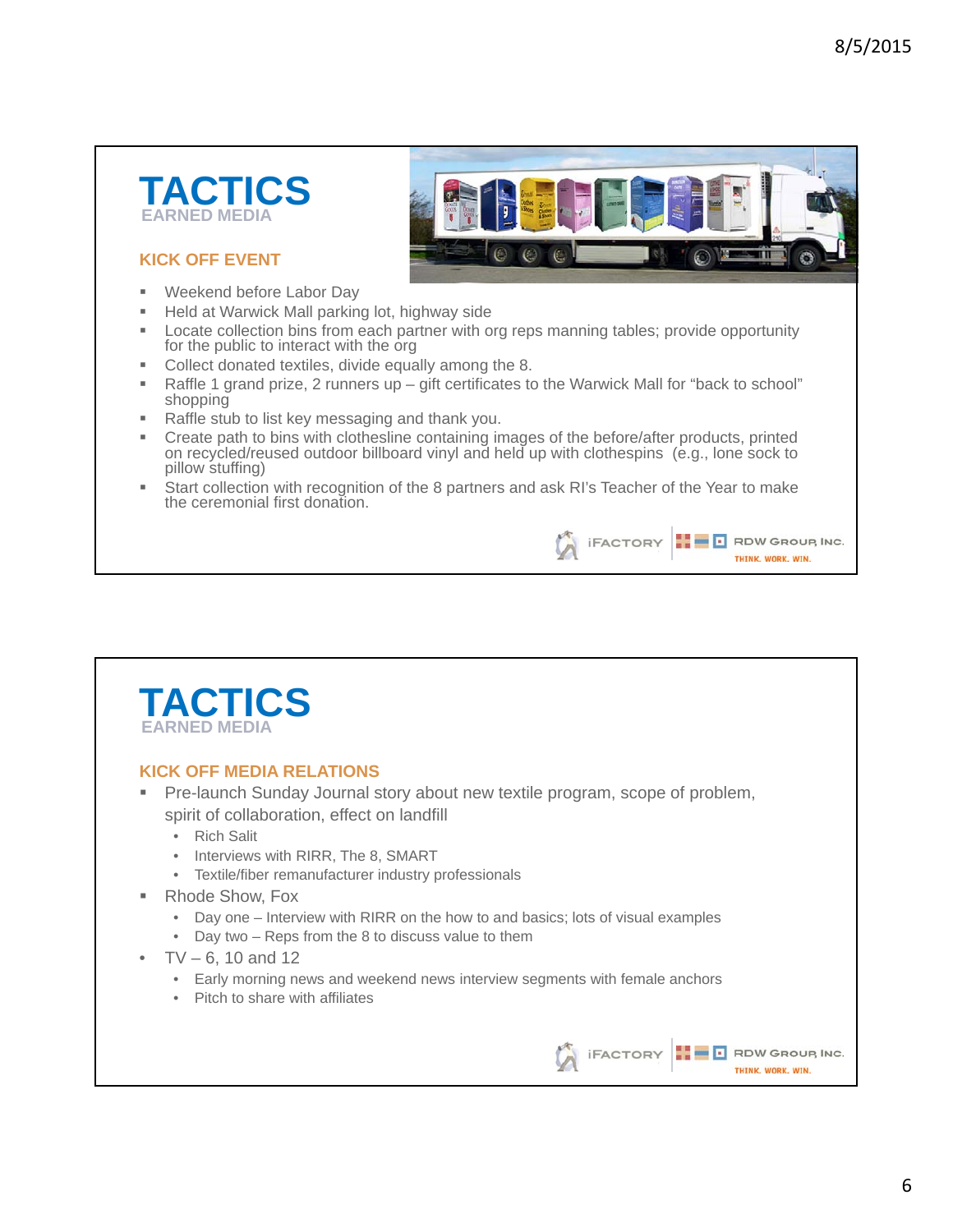# TACTICS
## EARNED MEDIA

### KICK OFF EVENT

- Weekend before Labor Day
- Held at Warwick Mall parking lot, highway side
- Locate collection bins from each partner with org reps manning tables; provide opportunity for the public to interact with the org
- Collect donated textiles, divide equally among the 8.
- Raffle 1 grand prize, 2 runners up – gift certificates to the Warwick Mall for "back to school" shopping
- Raffle stub to list key messaging and thank you.
- Create path to bins with clothesline containing images of the before/after products, printed on recycled/reused outdoor billboard vinyl and held up with clothespins (e.g., lone sock to pillow stuffing)
- Start collection with recognition of the 8 partners and ask RI's Teacher of the Year to make the ceremonial first donation.

iFACTORY | RDW GROUP, INC. THINK. WORK. WIN.

# TACTICS
## EARNED MEDIA

### KICK OFF MEDIA RELATIONS

- Pre-launch Sunday Journal story about new textile program, scope of problem, spirit of collaboration, effect on landfill
  - Rich Salit
  - Interviews with RIRR, The 8, SMART
  - Textile/fiber remanufacturer industry professionals
- Rhode Show, Fox
  - Day one – Interview with RIRR on the how to and basics; lots of visual examples
  - Day two – Reps from the 8 to discuss value to them
- TV – 6, 10 and 12
  - Early morning news and weekend news interview segments with female anchors
  - Pitch to share with affiliates

iFACTORY | RDW GROUP, INC. THINK. WORK. WIN.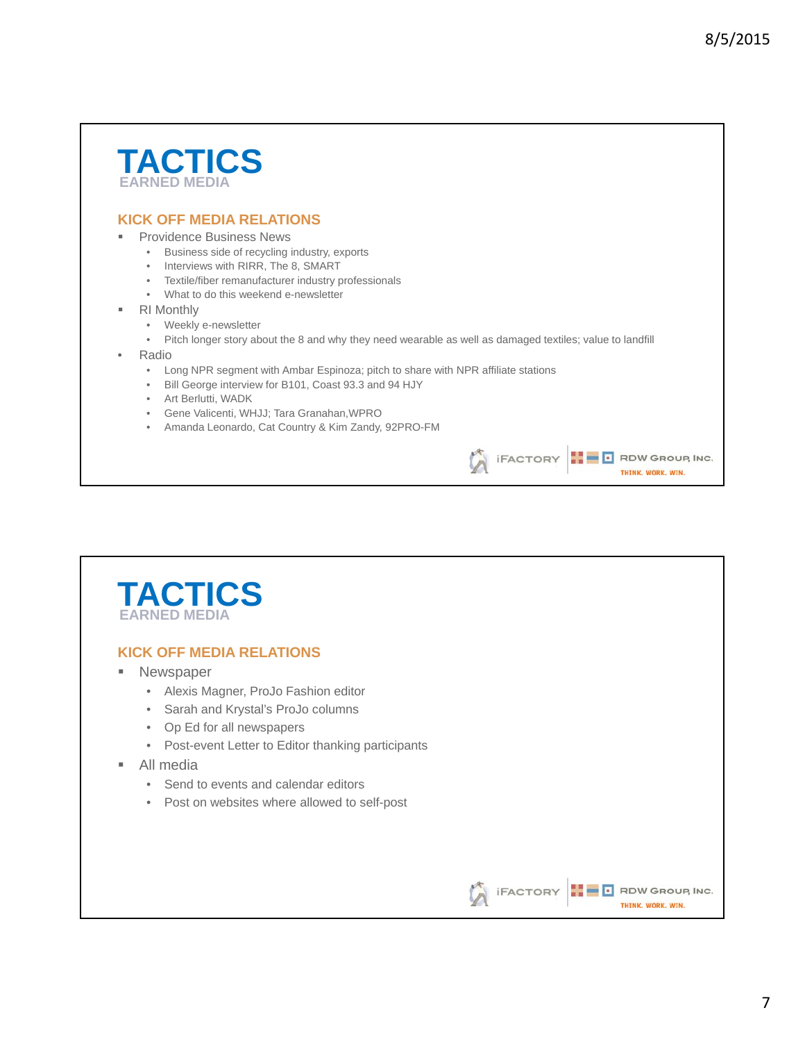# TACTICS

## EARNED MEDIA

### KICK OFF MEDIA RELATIONS

- Providence Business News
  - Business side of recycling industry, exports
  - Interviews with RIRR, The 8, SMART
  - Textile/fiber remanufacturer industry professionals
  - What to do this weekend e-newsletter
- RI Monthly
  - Weekly e-newsletter
  - Pitch longer story about the 8 and why they need wearable as well as damaged textiles; value to landfill
- Radio
  - Long NPR segment with Ambar Espinoza; pitch to share with NPR affiliate stations
  - Bill George interview for B101, Coast 93.3 and 94 HJY
  - Art Berlutti, WADK
  - Gene Valicenti, WHJJ; Tara Granahan,WPRO
  - Amanda Leonardo, Cat Country & Kim Zandy, 92PRO-FM

iFACTORY | RDW GROUP, INC. THINK. WORK. WIN.

# TACTICS

## EARNED MEDIA

### KICK OFF MEDIA RELATIONS

- Newspaper
  - Alexis Magner, ProJo Fashion editor
  - Sarah and Krystal's ProJo columns
  - Op Ed for all newspapers
  - Post-event Letter to Editor thanking participants
- All media
  - Send to events and calendar editors
  - Post on websites where allowed to self-post

iFACTORY | RDW GROUP, INC. THINK. WORK. WIN.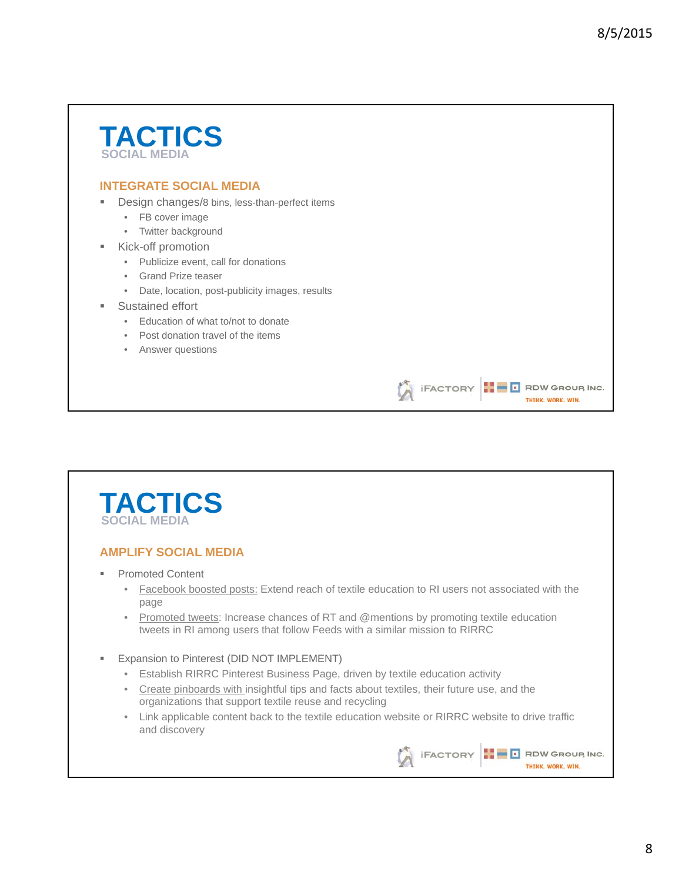# TACTICS

SOCIAL MEDIA

## INTEGRATE SOCIAL MEDIA

- Design changes/8 bins, less-than-perfect items
  - FB cover image
  - Twitter background
- Kick-off promotion
  - Publicize event, call for donations
  - Grand Prize teaser
  - Date, location, post-publicity images, results
- Sustained effort
  - Education of what to/not to donate
  - Post donation travel of the items
  - Answer questions

iFACTORY | RDW GROUP, INC. THINK. WORK. WIN.

# TACTICS

SOCIAL MEDIA

## AMPLIFY SOCIAL MEDIA

- Promoted Content
  - Facebook boosted posts: Extend reach of textile education to RI users not associated with the page
  - Promoted tweets: Increase chances of RT and @mentions by promoting textile education tweets in RI among users that follow Feeds with a similar mission to RIRRC
- Expansion to Pinterest (DID NOT IMPLEMENT)
  - Establish RIRRC Pinterest Business Page, driven by textile education activity
  - Create pinboards with insightful tips and facts about textiles, their future use, and the organizations that support textile reuse and recycling
  - Link applicable content back to the textile education website or RIRRC website to drive traffic and discovery

iFACTORY | RDW GROUP, INC. THINK. WORK. WIN.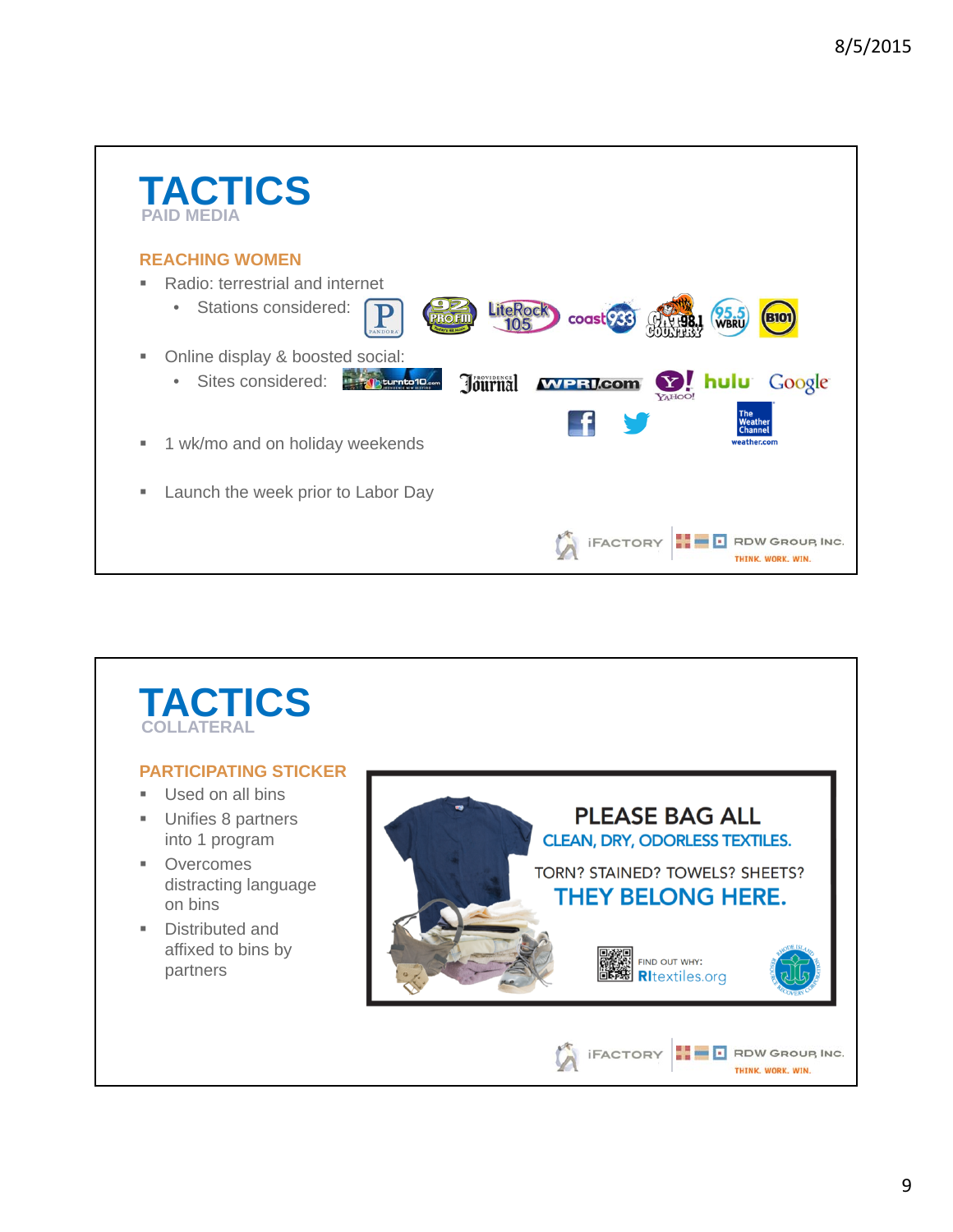# TACTICS

## PAID MEDIA

### REACHING WOMEN

- Radio: terrestrial and internet
  - Stations considered:
- Online display & boosted social:
  - Sites considered:
- 1 wk/mo and on holiday weekends
- Launch the week prior to Labor Day

# TACTICS

## COLLATERAL

### PARTICIPATING STICKER

- Used on all bins
- Unifies 8 partners into 1 program
- Overcomes distracting language on bins
- Distributed and affixed to bins by partners

PLEASE BAG ALL
CLEAN, DRY, ODORLESS TEXTILES.
TORN? STAINED? TOWELS? SHEETS?
THEY BELONG HERE.
FIND OUT WHY:
RItextiles.org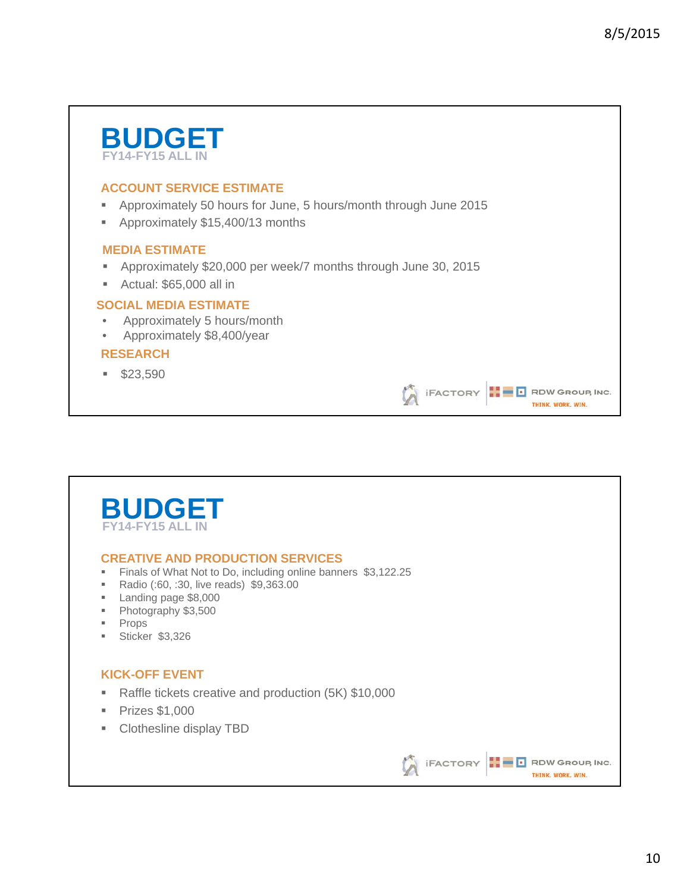# BUDGET

FY14-FY15 ALL IN

### ACCOUNT SERVICE ESTIMATE

- Approximately 50 hours for June, 5 hours/month through June 2015
- Approximately $15,400/13 months

### MEDIA ESTIMATE

- Approximately $20,000 per week/7 months through June 30, 2015
- Actual: $65,000 all in

### SOCIAL MEDIA ESTIMATE

- Approximately 5 hours/month
- Approximately $8,400/year

### RESEARCH

- $23,590

iFACTORY | RDW GROUP, INC. THINK. WORK. WIN.

# BUDGET

FY14-FY15 ALL IN

### CREATIVE AND PRODUCTION SERVICES

- Finals of What Not to Do, including online banners $3,122.25
- Radio (:60, :30, live reads) $9,363.00
- Landing page $8,000
- Photography $3,500
- Props
- Sticker $3,326

### KICK-OFF EVENT

- Raffle tickets creative and production (5K) $10,000
- Prizes $1,000
- Clothesline display TBD

iFACTORY | RDW GROUP, INC. THINK. WORK. WIN.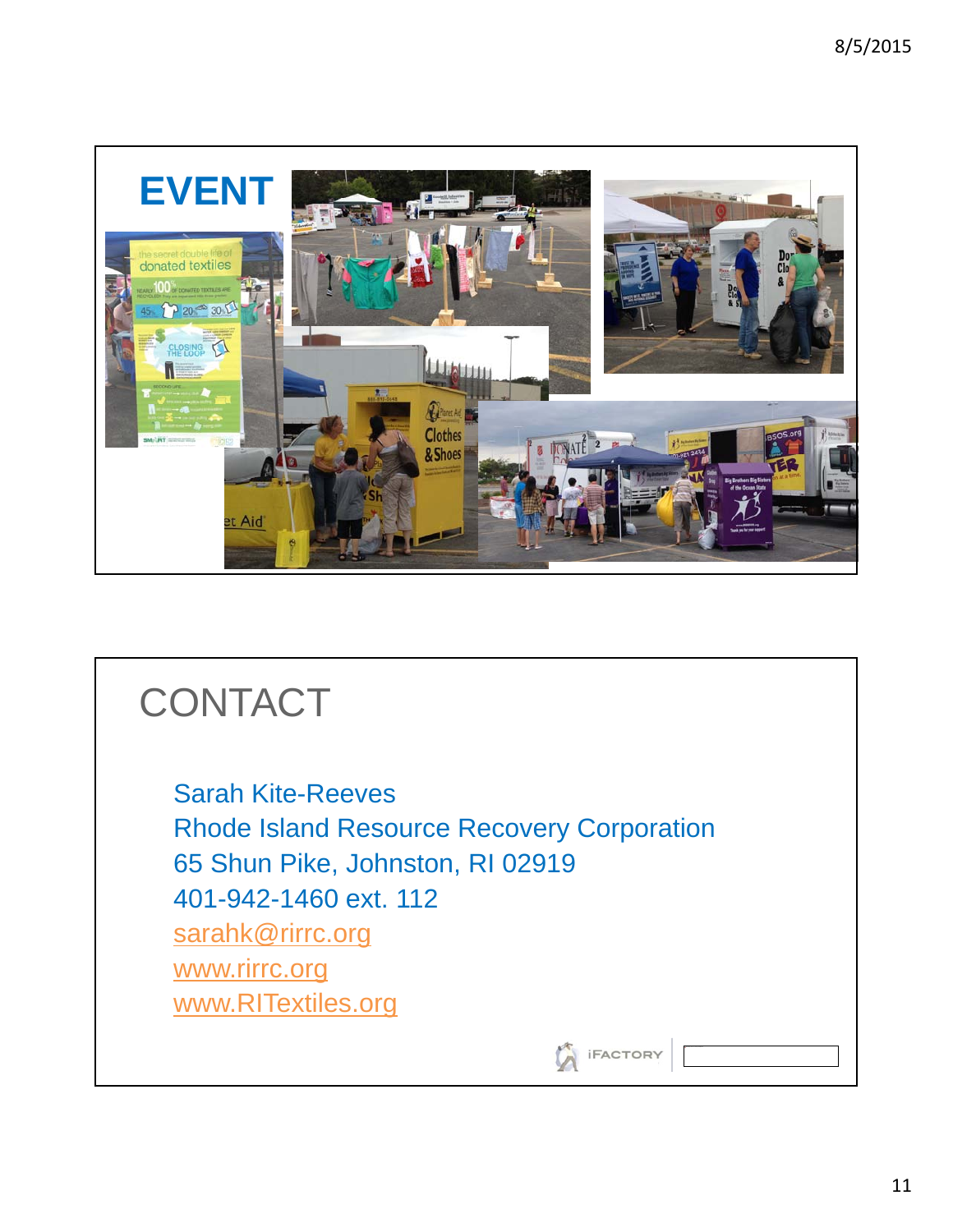## EVENT

## CONTACT

Sarah Kite-Reeves
Rhode Island Resource Recovery Corporation
65 Shun Pike, Johnston, RI 02919
401-942-1460 ext. 112
sarahk@rirrc.org
www.rirrc.org
www.RITextiles.org